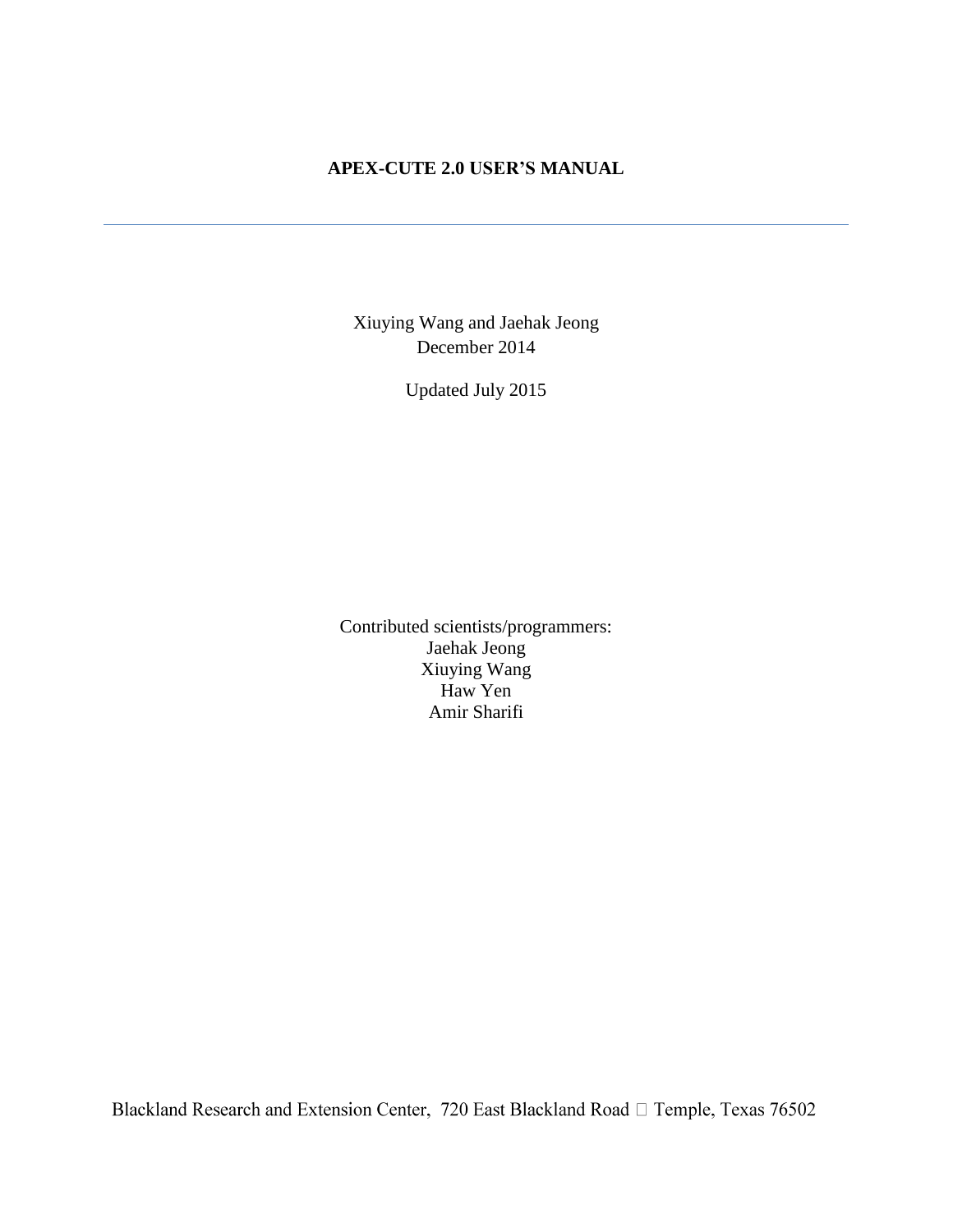# APEX-CUTE 2.0 USER'S MANUAL

---

Xiuying Wang and Jaehak Jeong
December 2014

Updated July 2015

Contributed scientists/programmers:
Jaehak Jeong
Xiuying Wang
Haw Yen
Amir Sharifi

Blackland Research and Extension Center, 720 East Blackland Road  Temple, Texas 76502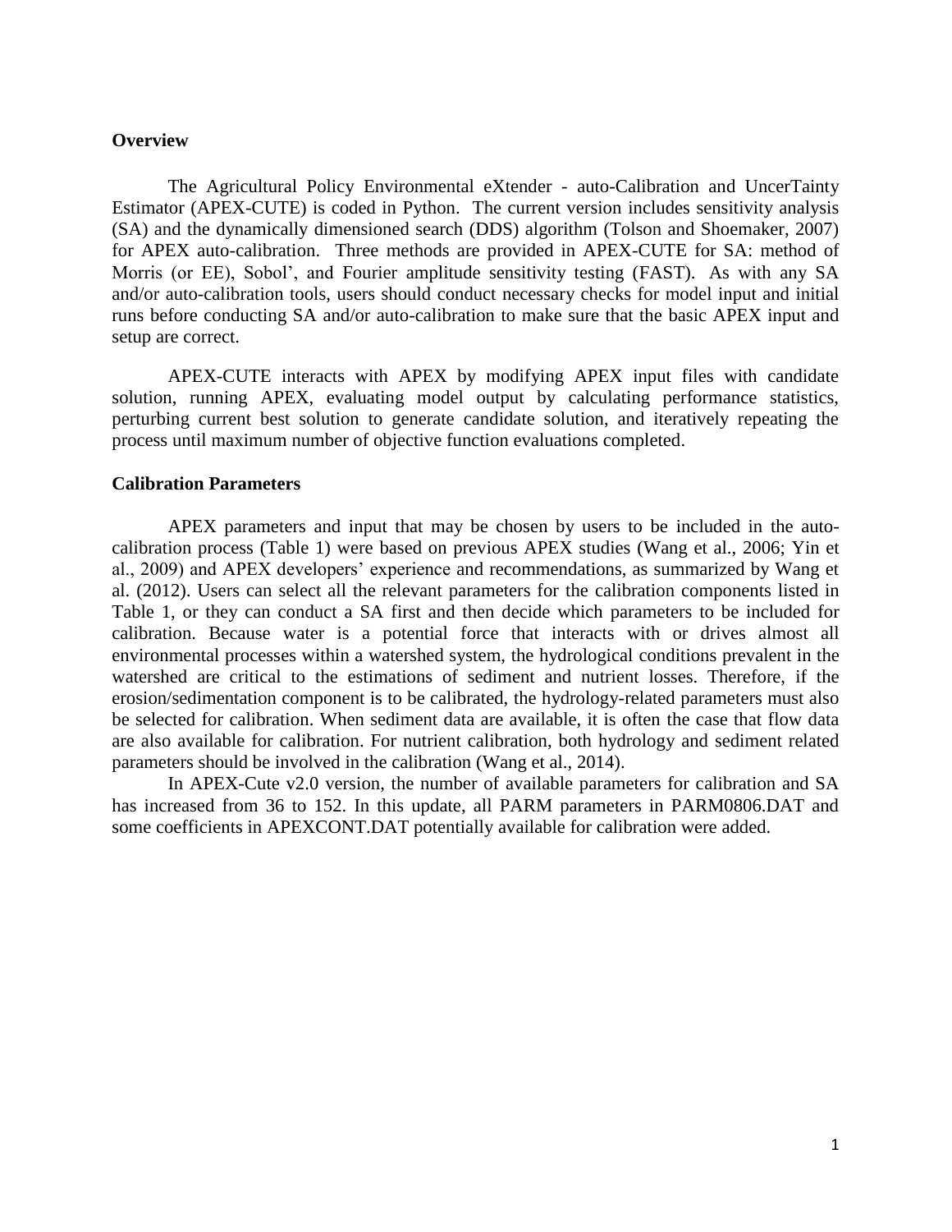## Overview

The Agricultural Policy Environmental eXtender - auto-Calibration and UncerTainty Estimator (APEX-CUTE) is coded in Python. The current version includes sensitivity analysis (SA) and the dynamically dimensioned search (DDS) algorithm (Tolson and Shoemaker, 2007) for APEX auto-calibration. Three methods are provided in APEX-CUTE for SA: method of Morris (or EE), Sobol', and Fourier amplitude sensitivity testing (FAST). As with any SA and/or auto-calibration tools, users should conduct necessary checks for model input and initial runs before conducting SA and/or auto-calibration to make sure that the basic APEX input and setup are correct.

APEX-CUTE interacts with APEX by modifying APEX input files with candidate solution, running APEX, evaluating model output by calculating performance statistics, perturbing current best solution to generate candidate solution, and iteratively repeating the process until maximum number of objective function evaluations completed.

## Calibration Parameters

APEX parameters and input that may be chosen by users to be included in the auto-calibration process (Table 1) were based on previous APEX studies (Wang et al., 2006; Yin et al., 2009) and APEX developers' experience and recommendations, as summarized by Wang et al. (2012). Users can select all the relevant parameters for the calibration components listed in Table 1, or they can conduct a SA first and then decide which parameters to be included for calibration. Because water is a potential force that interacts with or drives almost all environmental processes within a watershed system, the hydrological conditions prevalent in the watershed are critical to the estimations of sediment and nutrient losses. Therefore, if the erosion/sedimentation component is to be calibrated, the hydrology-related parameters must also be selected for calibration. When sediment data are available, it is often the case that flow data are also available for calibration. For nutrient calibration, both hydrology and sediment related parameters should be involved in the calibration (Wang et al., 2014).

In APEX-Cute v2.0 version, the number of available parameters for calibration and SA has increased from 36 to 152. In this update, all PARM parameters in PARM0806.DAT and some coefficients in APEXCONT.DAT potentially available for calibration were added.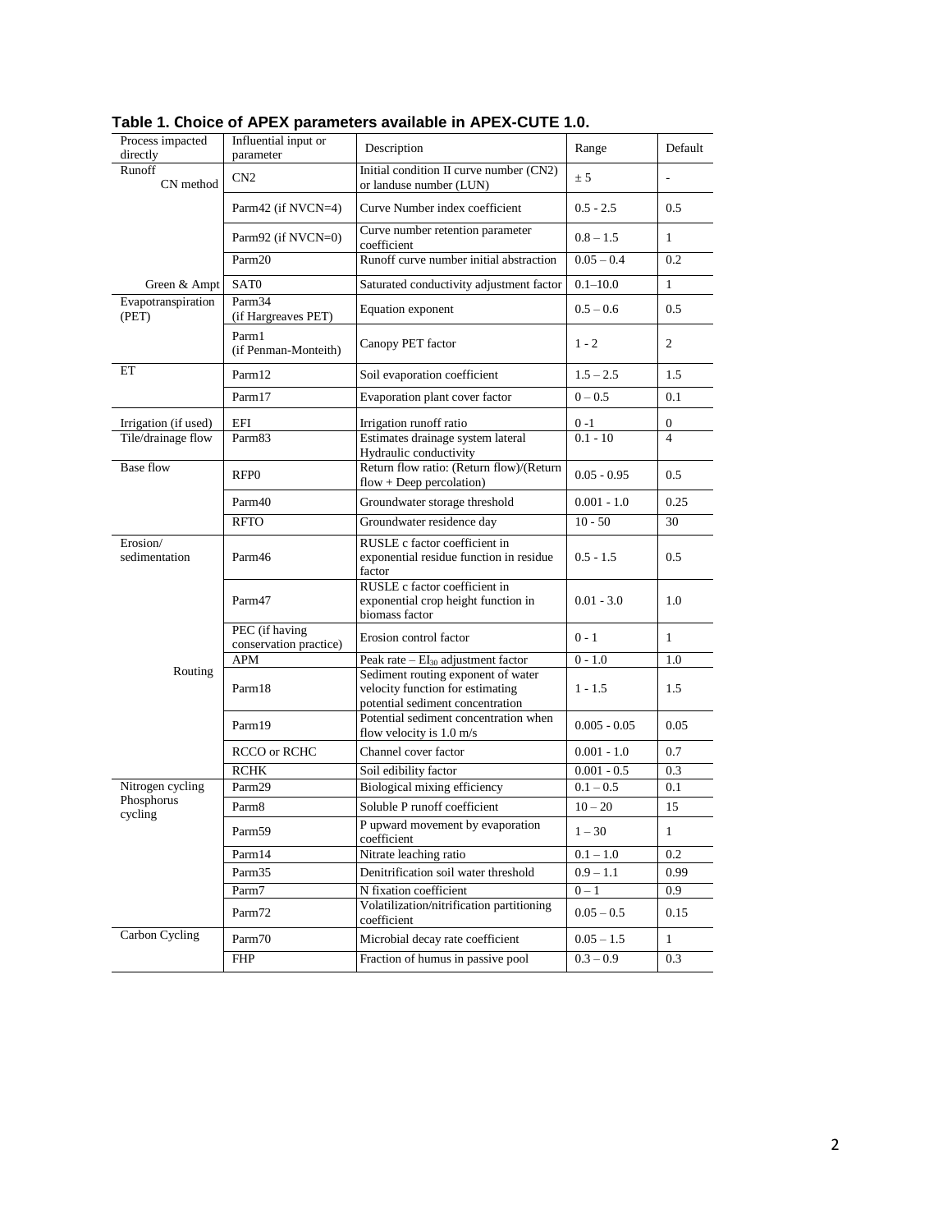**Table 1. Choice of APEX parameters available in APEX-CUTE 1.0.**

| Process impacted directly | Influential input or parameter | Description | Range | Default |
|---|---|---|---|---|
| Runoff<br>CN method | CN2 | Initial condition II curve number (CN2) or landuse number (LUN) | ± 5 | - |
| | Parm42 (if NVCN=4) | Curve Number index coefficient | 0.5 - 2.5 | 0.5 |
| | Parm92 (if NVCN=0) | Curve number retention parameter coefficient | 0.8 – 1.5 | 1 |
| | Parm20 | Runoff curve number initial abstraction | 0.05 – 0.4 | 0.2 |
| Green & Ampt | SAT0 | Saturated conductivity adjustment factor | 0.1–10.0 | 1 |
| Evapotranspiration (PET) | Parm34 (if Hargreaves PET) | Equation exponent | 0.5 – 0.6 | 0.5 |
| | Parm1 (if Penman-Monteith) | Canopy PET factor | 1 - 2 | 2 |
| ET | Parm12 | Soil evaporation coefficient | 1.5 – 2.5 | 1.5 |
| | Parm17 | Evaporation plant cover factor | 0 – 0.5 | 0.1 |
| Irrigation (if used) | EFI | Irrigation runoff ratio | 0 -1 | 0 |
| Tile/drainage flow | Parm83 | Estimates drainage system lateral Hydraulic conductivity | 0.1 - 10 | 4 |
| Base flow | RFP0 | Return flow ratio: (Return flow)/(Return flow + Deep percolation) | 0.05 - 0.95 | 0.5 |
| | Parm40 | Groundwater storage threshold | 0.001 - 1.0 | 0.25 |
| | RFTO | Groundwater residence day | 10 - 50 | 30 |
| Erosion/ sedimentation | Parm46 | RUSLE c factor coefficient in exponential residue function in residue factor | 0.5 - 1.5 | 0.5 |
| | Parm47 | RUSLE c factor coefficient in exponential crop height function in biomass factor | 0.01 - 3.0 | 1.0 |
| | PEC (if having conservation practice) | Erosion control factor | 0 - 1 | 1 |
| | APM | Peak rate – $EI_{30}$ adjustment factor | 0 - 1.0 | 1.0 |
| Routing | Parm18 | Sediment routing exponent of water velocity function for estimating potential sediment concentration | 1 - 1.5 | 1.5 |
| | Parm19 | Potential sediment concentration when flow velocity is 1.0 m/s | 0.005 - 0.05 | 0.05 |
| | RCCO or RCHC | Channel cover factor | 0.001 - 1.0 | 0.7 |
| | RCHK | Soil edibility factor | 0.001 - 0.5 | 0.3 |
| Nitrogen cycling | Parm29 | Biological mixing efficiency | 0.1 – 0.5 | 0.1 |
| Phosphorus cycling | Parm8 | Soluble P runoff coefficient | 10 – 20 | 15 |
| | Parm59 | P upward movement by evaporation coefficient | 1 – 30 | 1 |
| | Parm14 | Nitrate leaching ratio | 0.1 – 1.0 | 0.2 |
| | Parm35 | Denitrification soil water threshold | 0.9 – 1.1 | 0.99 |
| | Parm7 | N fixation coefficient | 0 – 1 | 0.9 |
| | Parm72 | Volatilization/nitrification partitioning coefficient | 0.05 – 0.5 | 0.15 |
| Carbon Cycling | Parm70 | Microbial decay rate coefficient | 0.05 – 1.5 | 1 |
| | FHP | Fraction of humus in passive pool | 0.3 – 0.9 | 0.3 |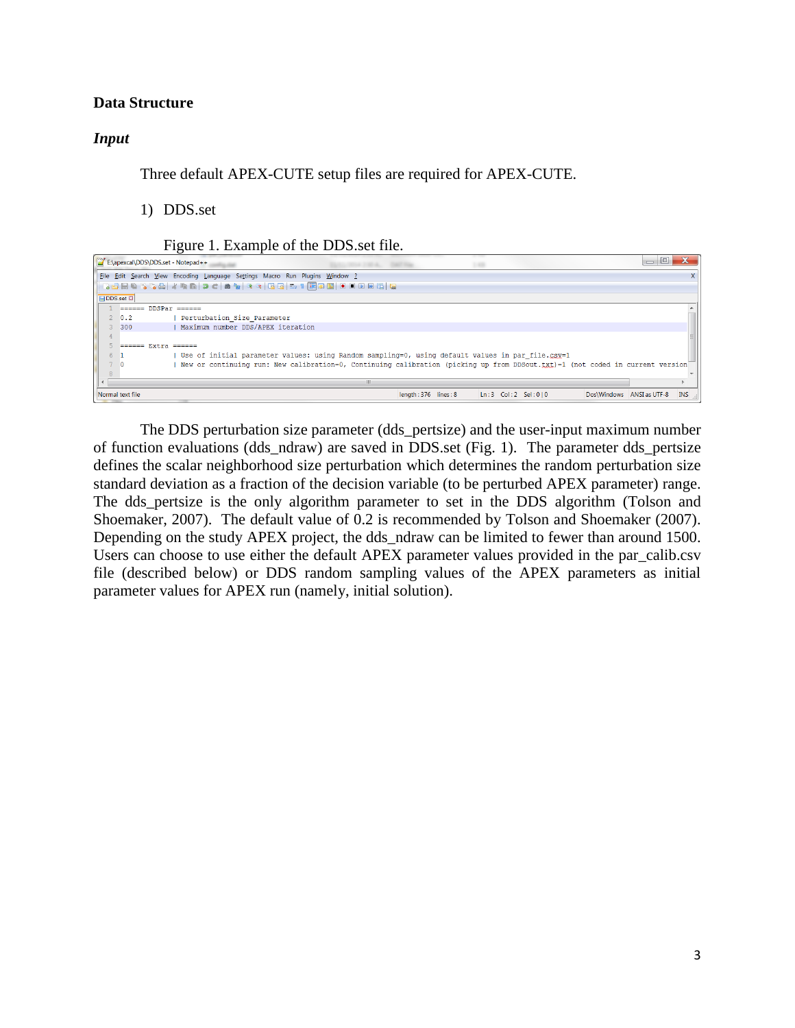## Data Structure

### *Input*

Three default APEX-CUTE setup files are required for APEX-CUTE.

1) DDS.set

Figure 1. Example of the DDS.set file.

```
====== DDSPar ======
0.2          | Perturbation_Size_Parameter
300          | Maximum number DDS/APEX iteration

====== Extra ======
1            | Use of initial parameter values: using Random sampling=0, using default values in par_file.csv=1
0            | New or continuing run: New calibration=0, Continuing calibration (picking up from DDSout.txt)=1 (not coded in current version
```

The DDS perturbation size parameter (dds_pertsize) and the user-input maximum number of function evaluations (dds_ndraw) are saved in DDS.set (Fig. 1). The parameter dds_pertsize defines the scalar neighborhood size perturbation which determines the random perturbation size standard deviation as a fraction of the decision variable (to be perturbed APEX parameter) range. The dds_pertsize is the only algorithm parameter to set in the DDS algorithm (Tolson and Shoemaker, 2007). The default value of 0.2 is recommended by Tolson and Shoemaker (2007). Depending on the study APEX project, the dds_ndraw can be limited to fewer than around 1500. Users can choose to use either the default APEX parameter values provided in the par_calib.csv file (described below) or DDS random sampling values of the APEX parameters as initial parameter values for APEX run (namely, initial solution).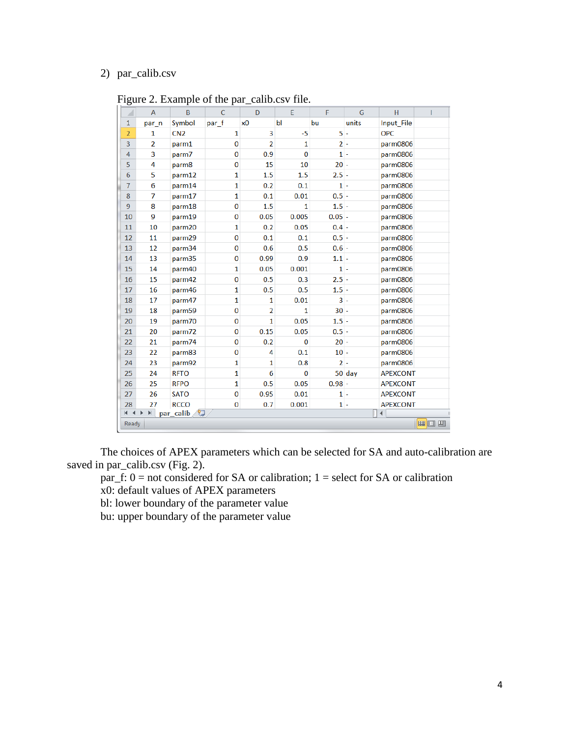2) par_calib.csv

Figure 2. Example of the par_calib.csv file.

| par_n | Symbol | par_f | x0 | bl | bu | units | Input_File |
|---|---|---|---|---|---|---|---|
| 1 | CN2 | 1 | 3 | -5 | 5 | - | OPC |
| 2 | parm1 | 0 | 2 | 1 | 2 | - | parm0806 |
| 3 | parm7 | 0 | 0.9 | 0 | 1 | - | parm0806 |
| 4 | parm8 | 0 | 15 | 10 | 20 | - | parm0806 |
| 5 | parm12 | 1 | 1.5 | 1.5 | 2.5 | - | parm0806 |
| 6 | parm14 | 1 | 0.2 | 0.1 | 1 | - | parm0806 |
| 7 | parm17 | 1 | 0.1 | 0.01 | 0.5 | - | parm0806 |
| 8 | parm18 | 0 | 1.5 | 1 | 1.5 | - | parm0806 |
| 9 | parm19 | 0 | 0.05 | 0.005 | 0.05 | - | parm0806 |
| 10 | parm20 | 1 | 0.2 | 0.05 | 0.4 | - | parm0806 |
| 11 | parm29 | 0 | 0.1 | 0.1 | 0.5 | - | parm0806 |
| 12 | parm34 | 0 | 0.6 | 0.5 | 0.6 | - | parm0806 |
| 13 | parm35 | 0 | 0.99 | 0.9 | 1.1 | - | parm0806 |
| 14 | parm40 | 1 | 0.05 | 0.001 | 1 | - | parm0806 |
| 15 | parm42 | 0 | 0.5 | 0.3 | 2.5 | - | parm0806 |
| 16 | parm46 | 1 | 0.5 | 0.5 | 1.5 | - | parm0806 |
| 17 | parm47 | 1 | 1 | 0.01 | 3 | - | parm0806 |
| 18 | parm59 | 0 | 2 | 1 | 30 | - | parm0806 |
| 19 | parm70 | 0 | 1 | 0.05 | 1.5 | - | parm0806 |
| 20 | parm72 | 0 | 0.15 | 0.05 | 0.5 | - | parm0806 |
| 21 | parm74 | 0 | 0.2 | 0 | 20 | - | parm0806 |
| 22 | parm83 | 0 | 4 | 0.1 | 10 | - | parm0806 |
| 23 | parm92 | 1 | 1 | 0.8 | 2 | - | parm0806 |
| 24 | RFTO | 1 | 6 | 0 | 50 | day | APEXCONT |
| 25 | RFPO | 1 | 0.5 | 0.05 | 0.98 | - | APEXCONT |
| 26 | SATO | 0 | 0.95 | 0.01 | 1 | - | APEXCONT |
| 27 | RCCO | 0 | 0.7 | 0.001 | 1 | - | APEXCONT |

The choices of APEX parameters which can be selected for SA and auto-calibration are saved in par_calib.csv (Fig. 2).

par_f: 0 = not considered for SA or calibration; 1 = select for SA or calibration
x0: default values of APEX parameters
bl: lower boundary of the parameter value
bu: upper boundary of the parameter value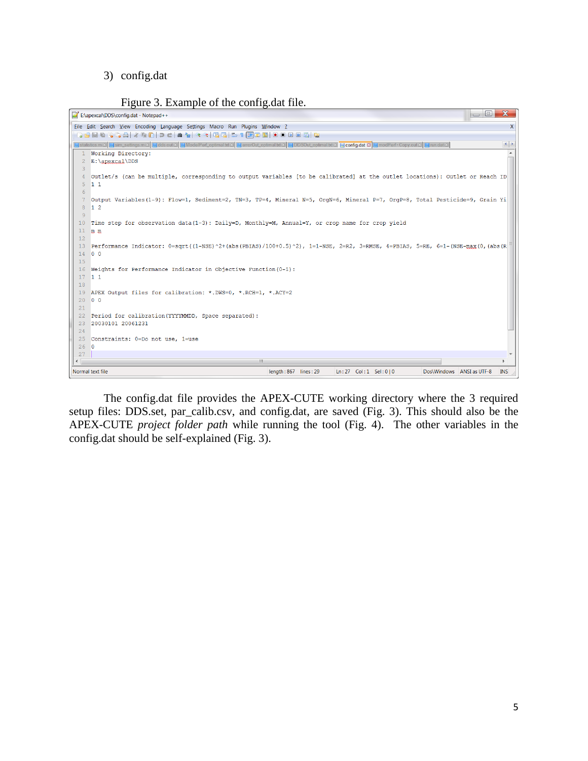3) config.dat

Figure 3. Example of the config.dat file.

```
Working Directory:
E:\apexcal\DDS

Outlet/s (can be multiple, corresponding to output variables [to be calibrated] at the outlet locations): Outlet or Reach ID
1 1

Output Variables(1-9): Flow=1, Sediment=2, TN=3, TP=4, Mineral N=5, OrgN=6, Mineral P=7, OrgP=8, Total Pesticide=9, Grain Yi
1 2

Time step for observation data(1-3): Daily=D, Monthly=M, Annual=Y, or crop name for crop yield
m m

Performance Indicator: 0=sqrt((1-NSE)^2+(abs(PBIAS)/100+0.5)^2), 1=1-NSE, 2=R2, 3=RMSE, 4=PBIAS, 5=RE, 6=1-(NSE-max(0,(abs(R
0 0

Weights for Performance Indicator in Objective Function(0-1):
1 1

APEX Output files for calibration: *.DWS=0, *.RCH=1, *.ACY=2
0 0

Period for calibration(YYYYMMDD, Space separated):
20030101 20061231

Constraints: 0=Do not use, 1=use
0
```

The config.dat file provides the APEX-CUTE working directory where the 3 required setup files: DDS.set, par_calib.csv, and config.dat, are saved (Fig. 3). This should also be the APEX-CUTE *project folder path* while running the tool (Fig. 4). The other variables in the config.dat should be self-explained (Fig. 3).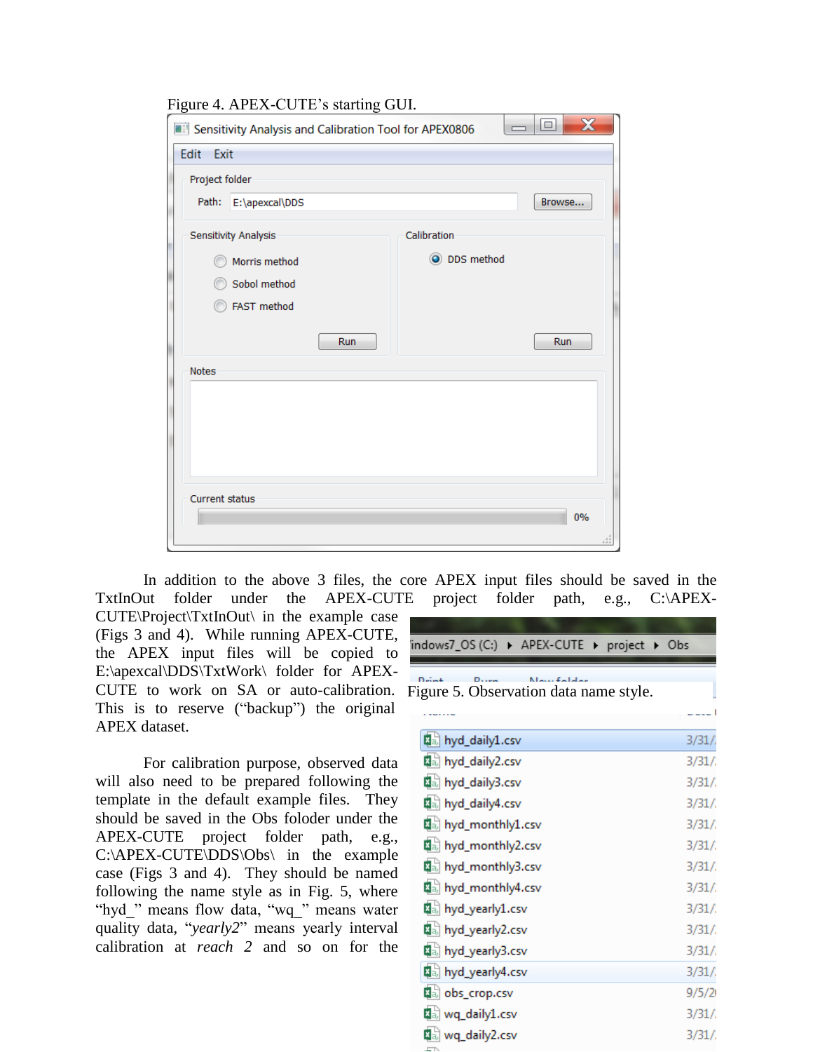Figure 4. APEX-CUTE's starting GUI.

In addition to the above 3 files, the core APEX input files should be saved in the TxtInOut folder under the APEX-CUTE project folder path, e.g., C:\APEX-CUTE\Project\TxtInOut\ in the example case (Figs 3 and 4). While running APEX-CUTE, the APEX input files will be copied to E:\apexcal\DDS\TxtWork\ folder for APEX-CUTE to work on SA or auto-calibration. This is to reserve ("backup") the original APEX dataset.

Figure 5. Observation data name style.

For calibration purpose, observed data will also need to be prepared following the template in the default example files. They should be saved in the Obs foloder under the APEX-CUTE project folder path, e.g., C:\APEX-CUTE\DDS\Obs\ in the example case (Figs 3 and 4). They should be named following the name style as in Fig. 5, where "hyd_" means flow data, "wq_" means water quality data, "*yearly2*" means yearly interval calibration at *reach 2* and so on for the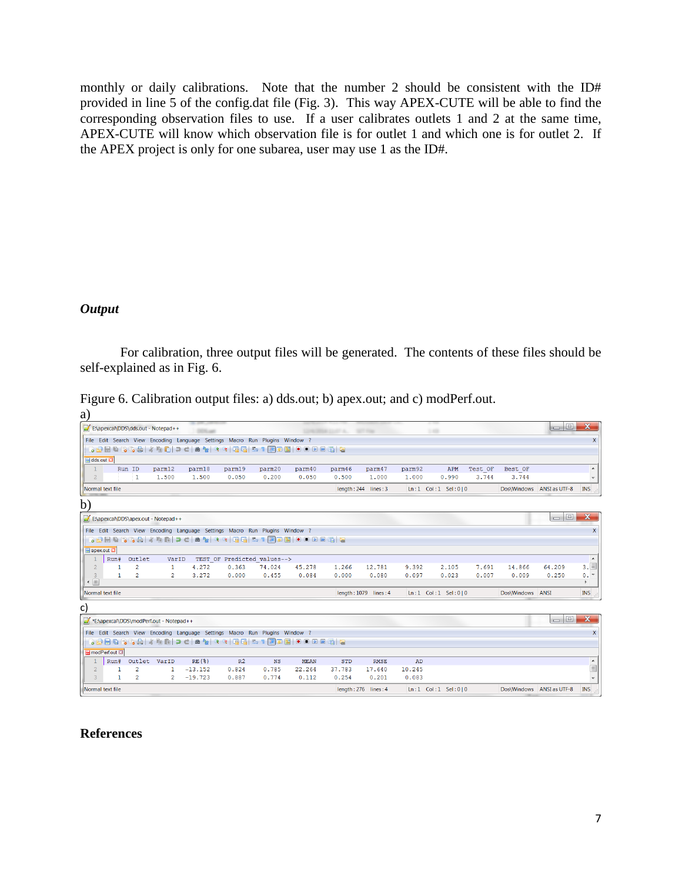monthly or daily calibrations. Note that the number 2 should be consistent with the ID# provided in line 5 of the config.dat file (Fig. 3). This way APEX-CUTE will be able to find the corresponding observation files to use. If a user calibrates outlets 1 and 2 at the same time, APEX-CUTE will know which observation file is for outlet 1 and which one is for outlet 2. If the APEX project is only for one subarea, user may use 1 as the ID#.

### *Output*

For calibration, three output files will be generated. The contents of these files should be self-explained as in Fig. 6.

Figure 6. Calibration output files: a) dds.out; b) apex.out; and c) modPerf.out.

a)

| Run ID | parm12 | parm18 | parm19 | parm20 | parm40 | parm46 | parm47 | parm92 | APM | Test_OF | Best_OF |
|---|---|---|---|---|---|---|---|---|---|---|---|
| 1 | 1.500 | 1.500 | 0.050 | 0.200 | 0.050 | 0.500 | 1.000 | 1.000 | 0.990 | 3.744 | 3.744 |

b)

| Run# | Outlet | VarID | TEST_OF | Predicted_values--> | | | | | | | | | |
|---|---|---|---|---|---|---|---|---|---|---|---|---|---|
| 1 | 2 | 1 | 4.272 | 0.363 | 74.024 | 45.278 | 1.266 | 12.781 | 9.392 | 2.105 | 7.691 | 14.866 | 64.209 |
| 1 | 2 | 2 | 3.272 | 0.000 | 0.455 | 0.084 | 0.000 | 0.080 | 0.097 | 0.023 | 0.007 | 0.009 | 0.250 |

c)

| Run# | Outlet | VarID | RE(%) | R2 | NS | MEAN | STD | RMSE | AD |
|---|---|---|---|---|---|---|---|---|---|
| 1 | 2 | 1 | -13.152 | 0.824 | 0.785 | 22.264 | 37.783 | 17.640 | 10.245 |
| 1 | 2 | 2 | -19.723 | 0.887 | 0.774 | 0.112 | 0.254 | 0.201 | 0.083 |

## References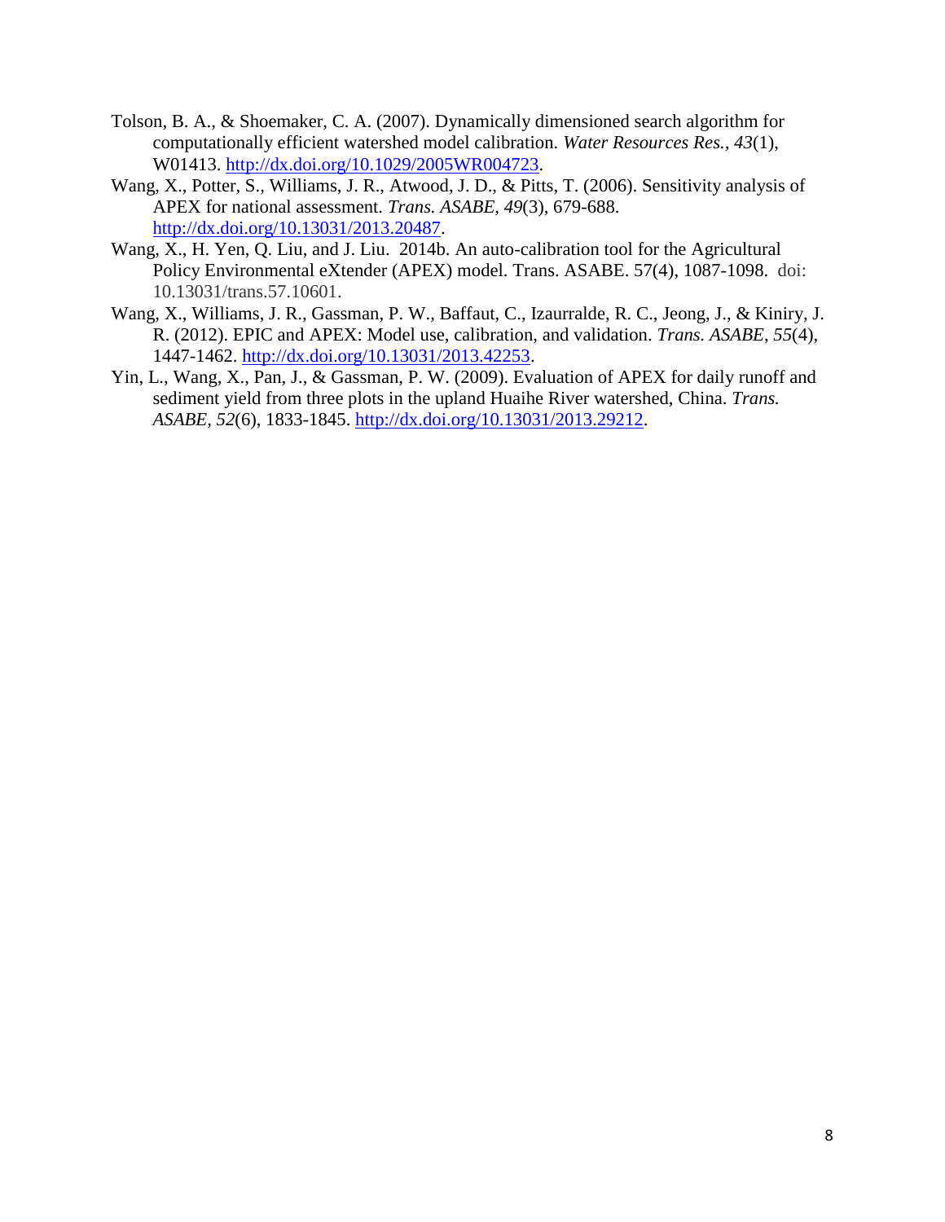Tolson, B. A., & Shoemaker, C. A. (2007). Dynamically dimensioned search algorithm for computationally efficient watershed model calibration. *Water Resources Res.*, *43*(1), W01413. http://dx.doi.org/10.1029/2005WR004723.

Wang, X., Potter, S., Williams, J. R., Atwood, J. D., & Pitts, T. (2006). Sensitivity analysis of APEX for national assessment. *Trans. ASABE*, *49*(3), 679-688. http://dx.doi.org/10.13031/2013.20487.

Wang, X., H. Yen, Q. Liu, and J. Liu. 2014b. An auto-calibration tool for the Agricultural Policy Environmental eXtender (APEX) model. Trans. ASABE. 57(4), 1087-1098. doi: 10.13031/trans.57.10601.

Wang, X., Williams, J. R., Gassman, P. W., Baffaut, C., Izaurralde, R. C., Jeong, J., & Kiniry, J. R. (2012). EPIC and APEX: Model use, calibration, and validation. *Trans. ASABE*, *55*(4), 1447-1462. http://dx.doi.org/10.13031/2013.42253.

Yin, L., Wang, X., Pan, J., & Gassman, P. W. (2009). Evaluation of APEX for daily runoff and sediment yield from three plots in the upland Huaihe River watershed, China. *Trans. ASABE*, *52*(6), 1833-1845. http://dx.doi.org/10.13031/2013.29212.